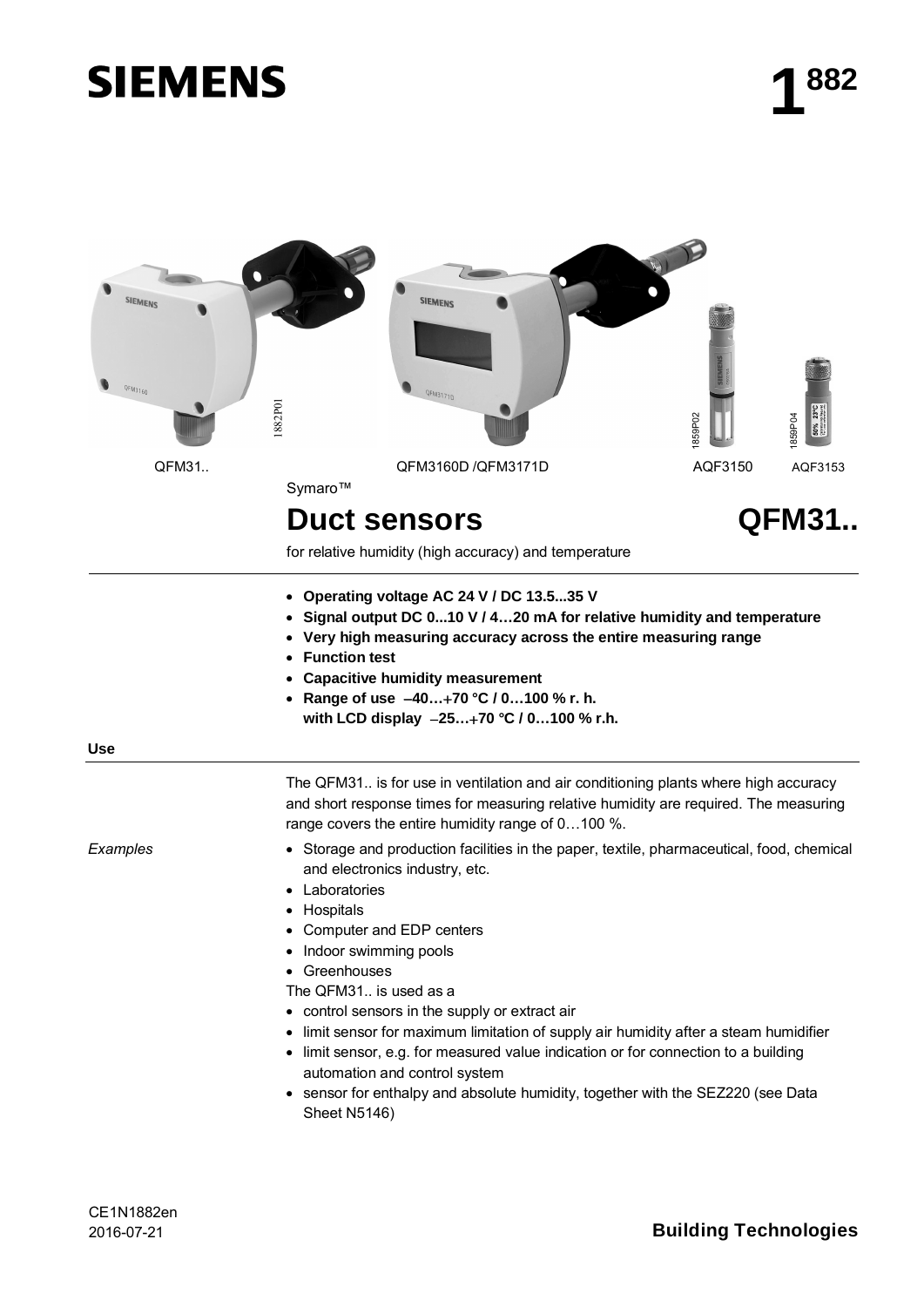SIEMENS

# 1[882]

QFM31.. QFM3160D /QFM3171D AQF3150 AQF3153

Symaro™

# Duct sensors QFM31..

for relative humidity (high accuracy) and temperature

- **Operating voltage AC 24 V / DC 13.5...35 V**
- **Signal output DC 0...10 V / 4…20 mA for relative humidity and temperature**
- **Very high measuring accuracy across the entire measuring range**
- **Function test**
- **Capacitive humidity measurement**
- **Range of use –40…+70 °C / 0…100 % r. h.**
  **with LCD display –25…+70 °C / 0…100 % r.h.**

## Use

The QFM31.. is for use in ventilation and air conditioning plants where high accuracy and short response times for measuring relative humidity are required. The measuring range covers the entire humidity range of 0…100 %.

*Examples*

- Storage and production facilities in the paper, textile, pharmaceutical, food, chemical and electronics industry, etc.
- Laboratories
- Hospitals
- Computer and EDP centers
- Indoor swimming pools
- Greenhouses

The QFM31.. is used as a

- control sensors in the supply or extract air
- limit sensor for maximum limitation of supply air humidity after a steam humidifier
- limit sensor, e.g. for measured value indication or for connection to a building automation and control system
- sensor for enthalpy and absolute humidity, together with the SEZ220 (see Data Sheet N5146)

CE1N1882en
2016-07-21

Building Technologies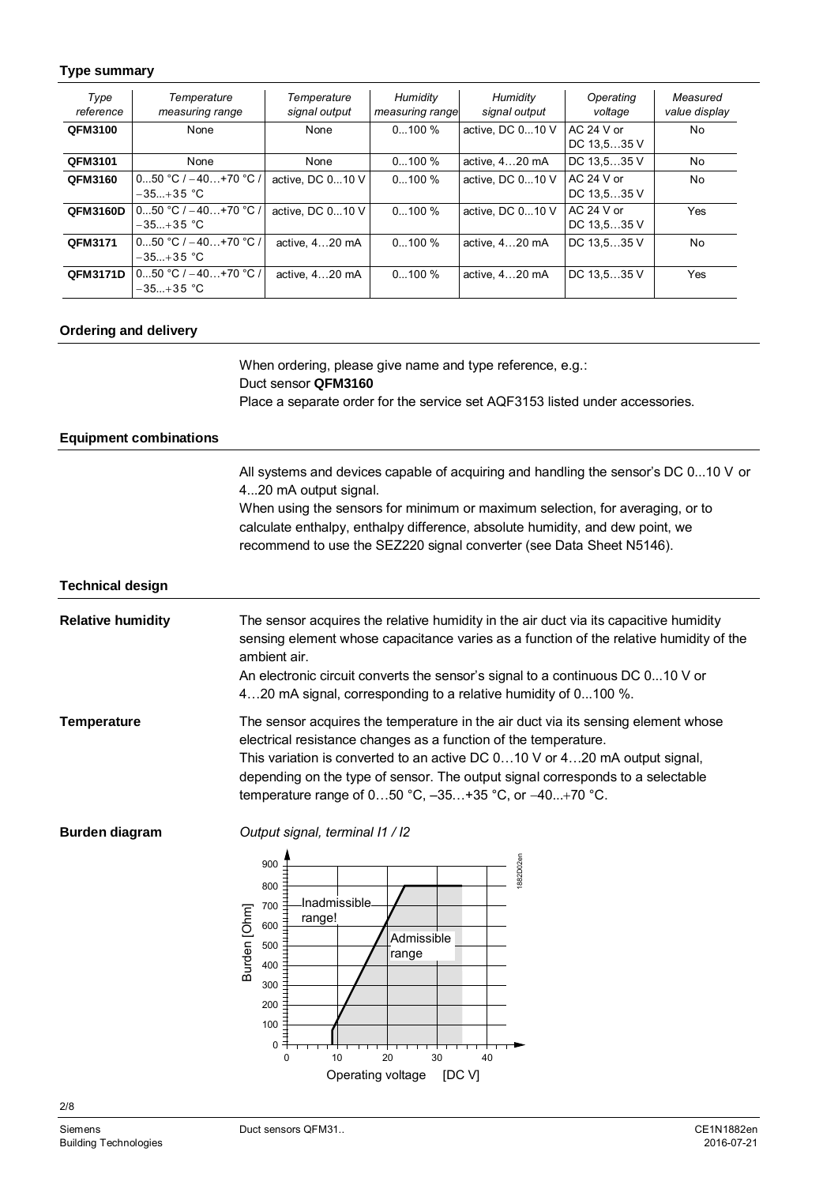## Type summary

| *Type reference* | *Temperature measuring range* | *Temperature signal output* | *Humidity measuring range* | *Humidity signal output* | *Operating voltage* | *Measured value display* |
|---|---|---|---|---|---|---|
| **QFM3100** | None | None | 0...100 % | active, DC 0...10 V | AC 24 V or DC 13,5…35 V | No |
| **QFM3101** | None | None | 0...100 % | active, 4…20 mA | DC 13,5…35 V | No |
| **QFM3160** | 0...50 °C / −40…+70 °C / −35...+35 °C | active, DC 0...10 V | 0...100 % | active, DC 0...10 V | AC 24 V or DC 13,5…35 V | No |
| **QFM3160D** | 0...50 °C / −40…+70 °C / −35...+35 °C | active, DC 0...10 V | 0...100 % | active, DC 0...10 V | AC 24 V or DC 13,5…35 V | Yes |
| **QFM3171** | 0...50 °C / −40…+70 °C / −35...+35 °C | active, 4…20 mA | 0...100 % | active, 4…20 mA | DC 13,5…35 V | No |
| **QFM3171D** | 0...50 °C / −40…+70 °C / −35...+35 °C | active, 4…20 mA | 0...100 % | active, 4…20 mA | DC 13,5…35 V | Yes |

## Ordering and delivery

When ordering, please give name and type reference, e.g.:
Duct sensor **QFM3160**
Place a separate order for the service set AQF3153 listed under accessories.

## Equipment combinations

All systems and devices capable of acquiring and handling the sensor's DC 0...10 V or 4...20 mA output signal.
When using the sensors for minimum or maximum selection, for averaging, or to calculate enthalpy, enthalpy difference, absolute humidity, and dew point, we recommend to use the SEZ220 signal converter (see Data Sheet N5146).

## Technical design

**Relative humidity**

The sensor acquires the relative humidity in the air duct via its capacitive humidity sensing element whose capacitance varies as a function of the relative humidity of the ambient air.
An electronic circuit converts the sensor's signal to a continuous DC 0...10 V or 4…20 mA signal, corresponding to a relative humidity of 0...100 %.

**Temperature**

The sensor acquires the temperature in the air duct via its sensing element whose electrical resistance changes as a function of the temperature.
This variation is converted to an active DC 0…10 V or 4…20 mA output signal, depending on the type of sensor. The output signal corresponds to a selectable temperature range of 0…50 °C, –35…+35 °C, or −40...+70 °C.

**Burden diagram**

*Output signal, terminal I1 / I2*

Burden [Ohm] vs. Operating voltage [DC V]: Inadmissible range! / Admissible range

1882D02en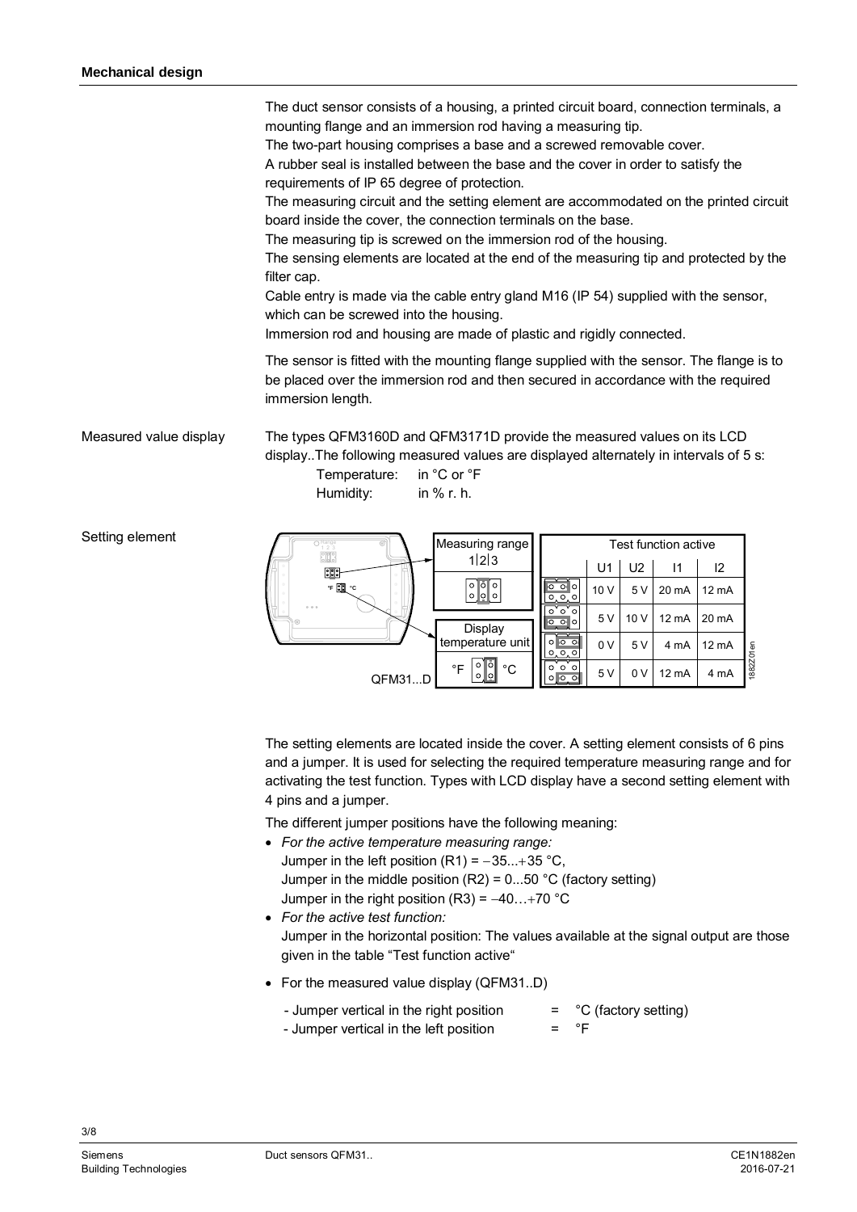## Mechanical design

The duct sensor consists of a housing, a printed circuit board, connection terminals, a mounting flange and an immersion rod having a measuring tip.
The two-part housing comprises a base and a screwed removable cover.
A rubber seal is installed between the base and the cover in order to satisfy the requirements of IP 65 degree of protection.
The measuring circuit and the setting element are accommodated on the printed circuit board inside the cover, the connection terminals on the base.
The measuring tip is screwed on the immersion rod of the housing.
The sensing elements are located at the end of the measuring tip and protected by the filter cap.
Cable entry is made via the cable entry gland M16 (IP 54) supplied with the sensor, which can be screwed into the housing.
Immersion rod and housing are made of plastic and rigidly connected.

The sensor is fitted with the mounting flange supplied with the sensor. The flange is to be placed over the immersion rod and then secured in accordance with the required immersion length.

### Measured value display

The types QFM3160D and QFM3171D provide the measured values on its LCD display..The following measured values are displayed alternately in intervals of 5 s:

Temperature: in °C or °F
Humidity: in % r. h.

### Setting element

Measuring range 1|2|3

Display temperature unit °F °C

QFM31...D

| Test function active | U1 | U2 | I1 | I2 |
|---|---|---|---|---|
| | 10 V | 5 V | 20 mA | 12 mA |
| | 5 V | 10 V | 12 mA | 20 mA |
| | 0 V | 5 V | 4 mA | 12 mA |
| | 5 V | 0 V | 12 mA | 4 mA |

1882Z01en

The setting elements are located inside the cover. A setting element consists of 6 pins and a jumper. It is used for selecting the required temperature measuring range and for activating the test function. Types with LCD display have a second setting element with 4 pins and a jumper.

The different jumper positions have the following meaning:

- *For the active temperature measuring range:*
  Jumper in the left position (R1) = −35...+35 °C,
  Jumper in the middle position (R2) = 0...50 °C (factory setting)
  Jumper in the right position (R3) = −40…+70 °C
- *For the active test function:*
  Jumper in the horizontal position: The values available at the signal output are those given in the table "Test function active"
- For the measured value display (QFM31..D)
  - Jumper vertical in the right position = °C (factory setting)
  - Jumper vertical in the left position = °F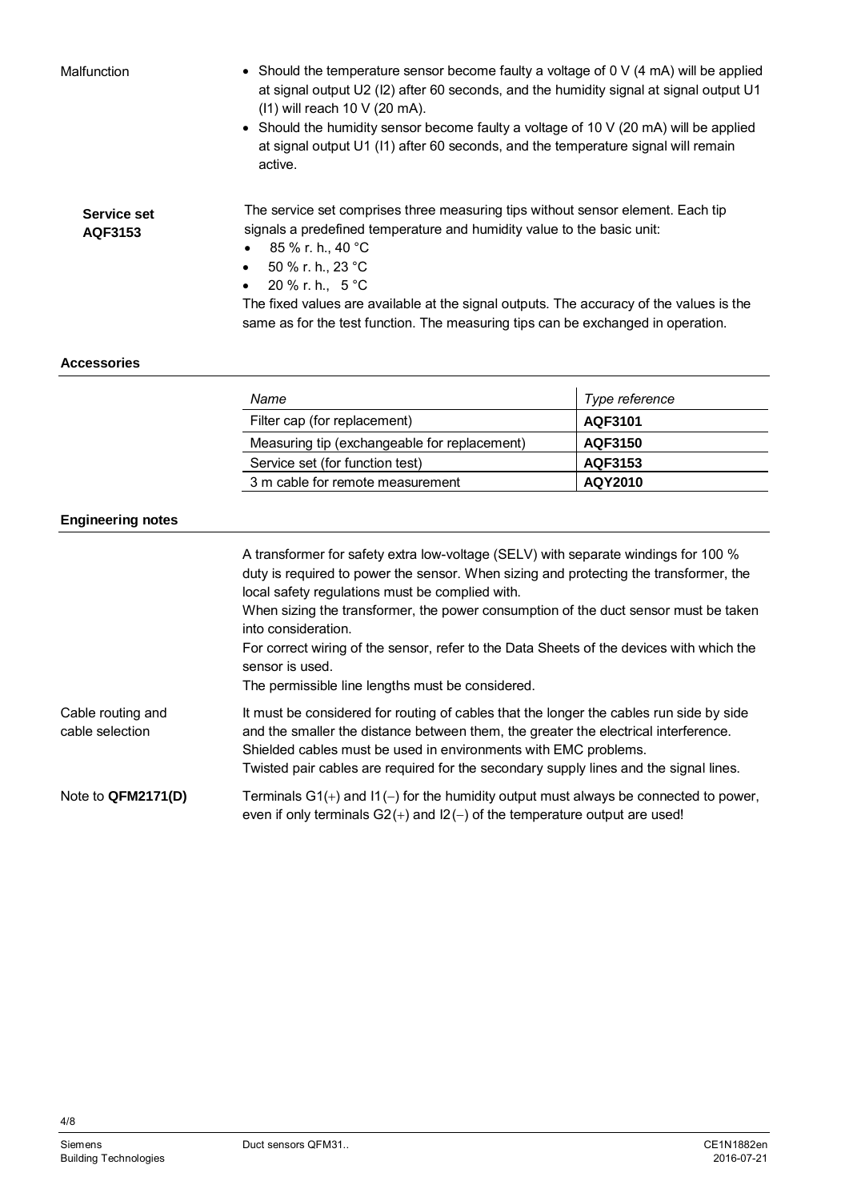Malfunction

- Should the temperature sensor become faulty a voltage of 0 V (4 mA) will be applied at signal output U2 (I2) after 60 seconds, and the humidity signal at signal output U1 (I1) will reach 10 V (20 mA).
- Should the humidity sensor become faulty a voltage of 10 V (20 mA) will be applied at signal output U1 (I1) after 60 seconds, and the temperature signal will remain active.

**Service set AQF3153**

The service set comprises three measuring tips without sensor element. Each tip signals a predefined temperature and humidity value to the basic unit:

- 85 % r. h., 40 °C
- 50 % r. h., 23 °C
- 20 % r. h., 5 °C

The fixed values are available at the signal outputs. The accuracy of the values is the same as for the test function. The measuring tips can be exchanged in operation.

## Accessories

| *Name* | *Type reference* |
|---|---|
| Filter cap (for replacement) | **AQF3101** |
| Measuring tip (exchangeable for replacement) | **AQF3150** |
| Service set (for function test) | **AQF3153** |
| 3 m cable for remote measurement | **AQY2010** |

## Engineering notes

A transformer for safety extra low-voltage (SELV) with separate windings for 100 % duty is required to power the sensor. When sizing and protecting the transformer, the local safety regulations must be complied with.
When sizing the transformer, the power consumption of the duct sensor must be taken into consideration.
For correct wiring of the sensor, refer to the Data Sheets of the devices with which the sensor is used.
The permissible line lengths must be considered.

Cable routing and cable selection

It must be considered for routing of cables that the longer the cables run side by side and the smaller the distance between them, the greater the electrical interference.
Shielded cables must be used in environments with EMC problems.
Twisted pair cables are required for the secondary supply lines and the signal lines.

Note to **QFM2171(D)**

Terminals G1(+) and I1(−) for the humidity output must always be connected to power, even if only terminals G2(+) and I2(−) of the temperature output are used!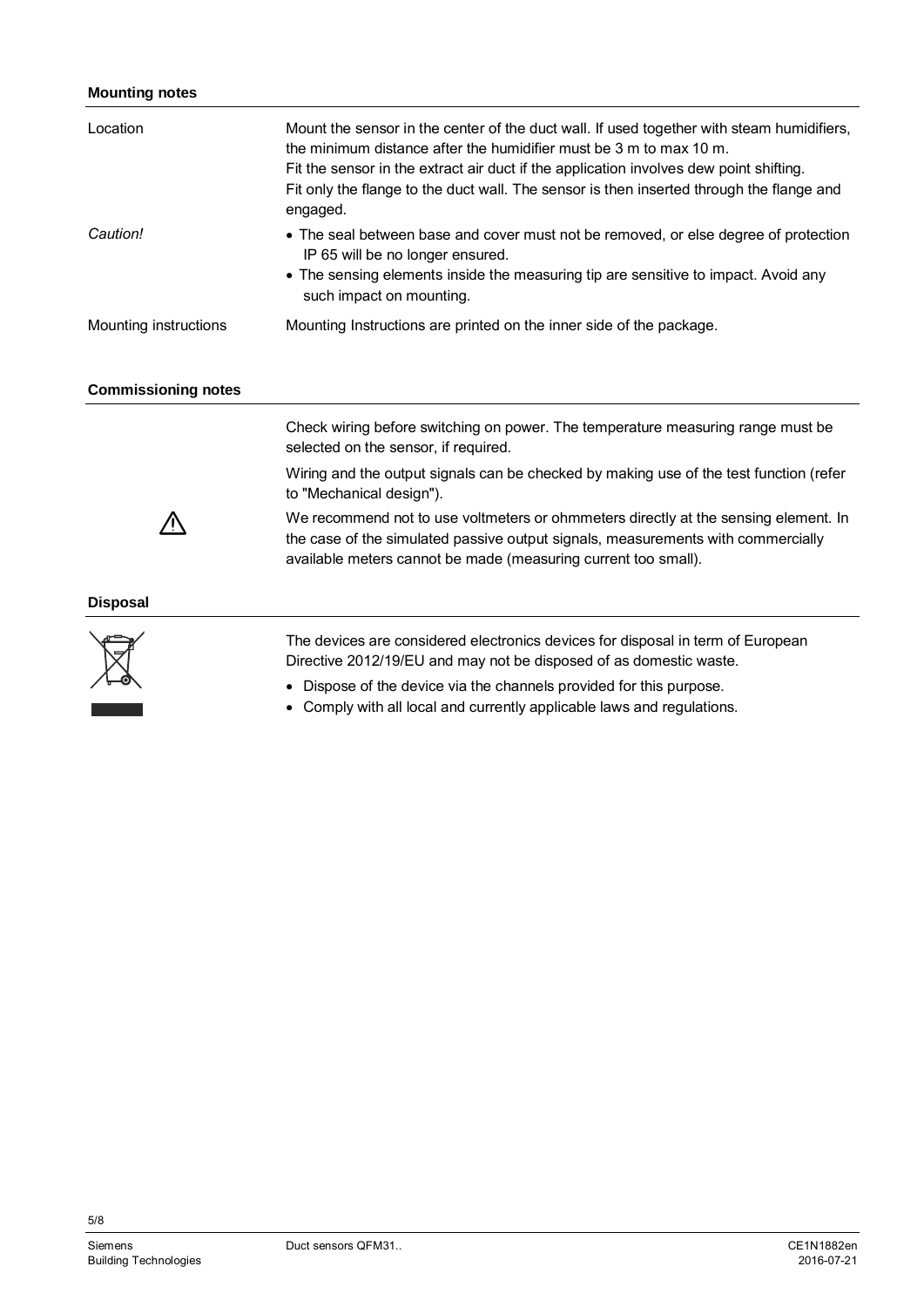### Mounting notes

| | |
|---|---|
| Location | Mount the sensor in the center of the duct wall. If used together with steam humidifiers, the minimum distance after the humidifier must be 3 m to max 10 m.<br>Fit the sensor in the extract air duct if the application involves dew point shifting.<br>Fit only the flange to the duct wall. The sensor is then inserted through the flange and engaged. |
| *Caution!* | • The seal between base and cover must not be removed, or else degree of protection IP 65 will be no longer ensured.<br>• The sensing elements inside the measuring tip are sensitive to impact. Avoid any such impact on mounting. |
| Mounting instructions | Mounting Instructions are printed on the inner side of the package. |

### Commissioning notes

Check wiring before switching on power. The temperature measuring range must be selected on the sensor, if required.

Wiring and the output signals can be checked by making use of the test function (refer to "Mechanical design").

⚠ We recommend not to use voltmeters or ohmmeters directly at the sensing element. In the case of the simulated passive output signals, measurements with commercially available meters cannot be made (measuring current too small).

### Disposal

The devices are considered electronics devices for disposal in term of European Directive 2012/19/EU and may not be disposed of as domestic waste.

- Dispose of the device via the channels provided for this purpose.
- Comply with all local and currently applicable laws and regulations.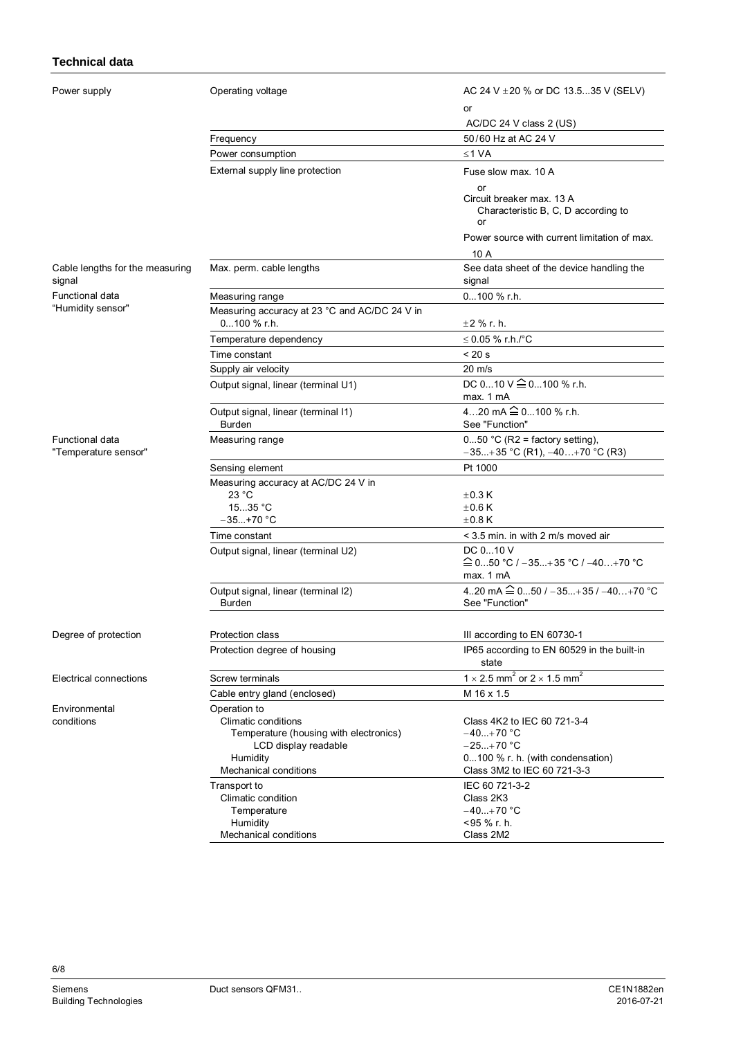### Technical data

| | | |
|---|---|---|
| Power supply | Operating voltage | AC 24 V ±20 % or DC 13.5...35 V (SELV)<br>or<br>AC/DC 24 V class 2 (US) |
| | Frequency | 50/60 Hz at AC 24 V |
| | Power consumption | ≤1 VA |
| | External supply line protection | Fuse slow max. 10 A<br>or<br>Circuit breaker max. 13 A<br>Characteristic B, C, D according to<br>or<br>Power source with current limitation of max. 10 A |
| Cable lengths for the measuring signal | Max. perm. cable lengths | See data sheet of the device handling the signal |
| Functional data "Humidity sensor" | Measuring range | 0...100 % r.h. |
| | Measuring accuracy at 23 °C and AC/DC 24 V in 0...100 % r.h. | ±2 % r. h. |
| | Temperature dependency | ≤ 0.05 % r.h./°C |
| | Time constant | < 20 s |
| | Supply air velocity | 20 m/s |
| | Output signal, linear (terminal U1) | DC 0...10 V ≙ 0...100 % r.h.<br>max. 1 mA |
| | Output signal, linear (terminal I1)<br>Burden | 4…20 mA ≙ 0...100 % r.h.<br>See "Function" |
| Functional data "Temperature sensor" | Measuring range | 0...50 °C (R2 = factory setting),<br>−35...+35 °C (R1), −40…+70 °C (R3) |
| | Sensing element | Pt 1000 |
| | Measuring accuracy at AC/DC 24 V in<br>23 °C<br>15...35 °C<br>−35...+70 °C | <br>±0.3 K<br>±0.6 K<br>±0.8 K |
| | Time constant | < 3.5 min. in with 2 m/s moved air |
| | Output signal, linear (terminal U2) | DC 0...10 V<br>≙ 0...50 °C / −35...+35 °C / −40…+70 °C<br>max. 1 mA |
| | Output signal, linear (terminal I2)<br>Burden | 4..20 mA ≙ 0...50 / −35...+35 / −40…+70 °C<br>See "Function" |
| Degree of protection | Protection class | III according to EN 60730-1 |
| | Protection degree of housing | IP65 according to EN 60529 in the built-in state |
| Electrical connections | Screw terminals | 1 × 2.5 mm² or 2 × 1.5 mm² |
| | Cable entry gland (enclosed) | M 16 x 1.5 |
| Environmental conditions | Operation to<br>Climatic conditions<br>Temperature (housing with electronics)<br>LCD display readable<br>Humidity<br>Mechanical conditions | <br>Class 4K2 to IEC 60 721-3-4<br>−40...+70 °C<br>−25...+70 °C<br>0...100 % r. h. (with condensation)<br>Class 3M2 to IEC 60 721-3-3 |
| | Transport to<br>Climatic condition<br>Temperature<br>Humidity<br>Mechanical conditions | IEC 60 721-3-2<br>Class 2K3<br>−40...+70 °C<br><95 % r. h.<br>Class 2M2 |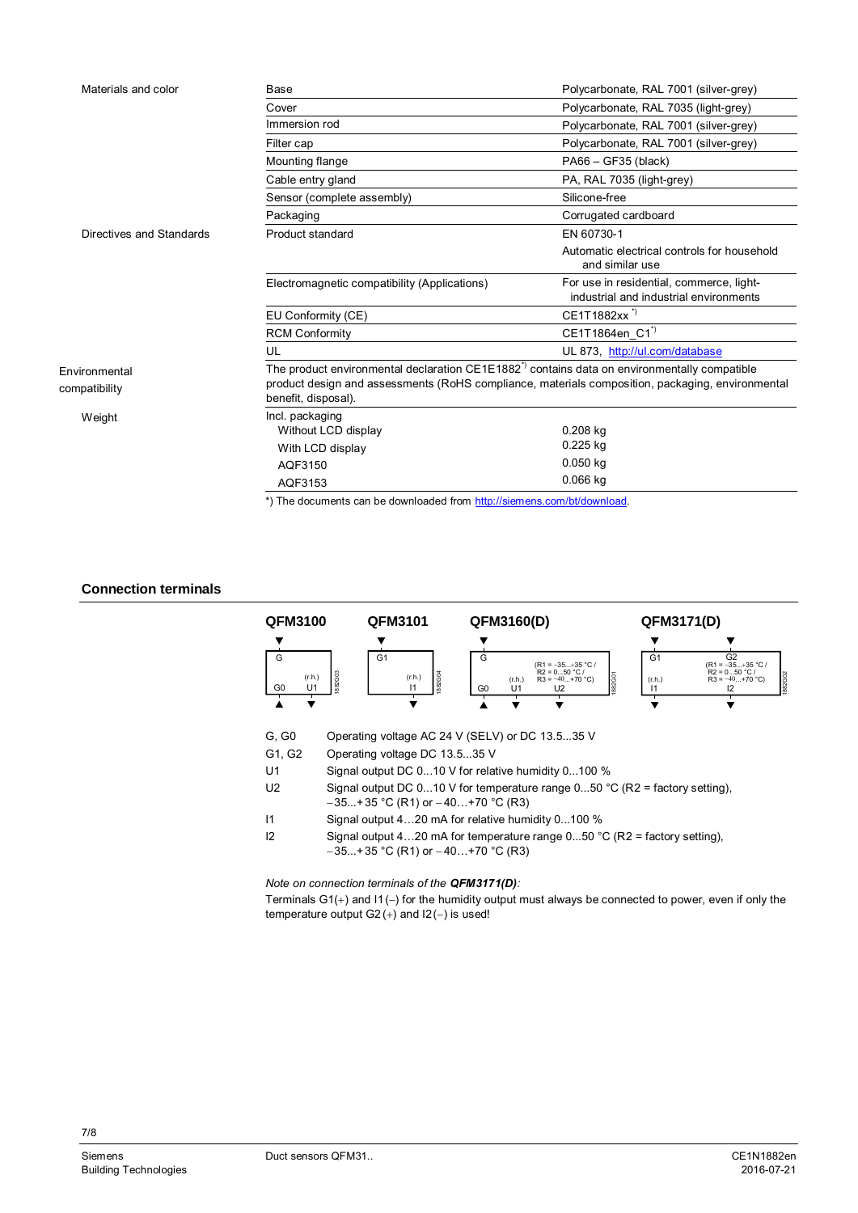| | | |
|---|---|---|
| Materials and color | Base | Polycarbonate, RAL 7001 (silver-grey) |
| | Cover | Polycarbonate, RAL 7035 (light-grey) |
| | Immersion rod | Polycarbonate, RAL 7001 (silver-grey) |
| | Filter cap | Polycarbonate, RAL 7001 (silver-grey) |
| | Mounting flange | PA66 – GF35 (black) |
| | Cable entry gland | PA, RAL 7035 (light-grey) |
| | Sensor (complete assembly) | Silicone-free |
| | Packaging | Corrugated cardboard |
| Directives and Standards | Product standard | EN 60730-1<br>Automatic electrical controls for household and similar use |
| | Electromagnetic compatibility (Applications) | For use in residential, commerce, light-industrial and industrial environments |
| | EU Conformity (CE) | CE1T1882xx *) |
| | RCM Conformity | CE1T1864en_C1*) |
| | UL | UL 873, http://ul.com/database |
| Environmental compatibility | The product environmental declaration CE1E1882*) contains data on environmentally compatible product design and assessments (RoHS compliance, materials composition, packaging, environmental benefit, disposal). | |
| Weight | Incl. packaging | |
| | Without LCD display | 0.208 kg |
| | With LCD display | 0.225 kg |
| | AQF3150 | 0.050 kg |
| | AQF3153 | 0.066 kg |

*) The documents can be downloaded from http://siemens.com/bt/download.

## Connection terminals

**QFM3100** — G, G0, U1 (r.h.)

**QFM3101** — G1, I1 (r.h.)

**QFM3160(D)** — G, G0, U1 (r.h.), U2 (R1 = −35...+35 °C / R2 = 0...50 °C / R3 = −40...+70 °C)

**QFM3171(D)** — G1, I1 (r.h.), G2, I2 (R1 = −35...+35 °C / R2 = 0...50 °C / R3 = −40...+70 °C)

| | |
|---|---|
| G, G0 | Operating voltage AC 24 V (SELV) or DC 13.5...35 V |
| G1, G2 | Operating voltage DC 13.5...35 V |
| U1 | Signal output DC 0...10 V for relative humidity 0...100 % |
| U2 | Signal output DC 0...10 V for temperature range 0...50 °C (R2 = factory setting), −35...+35 °C (R1) or −40…+70 °C (R3) |
| I1 | Signal output 4…20 mA for relative humidity 0...100 % |
| I2 | Signal output 4…20 mA for temperature range 0...50 °C (R2 = factory setting), −35...+35 °C (R1) or −40…+70 °C (R3) |

*Note on connection terminals of the **QFM3171(D)**:*

Terminals G1(+) and I1(–) for the humidity output must always be connected to power, even if only the temperature output G2(+) and I2(–) is used!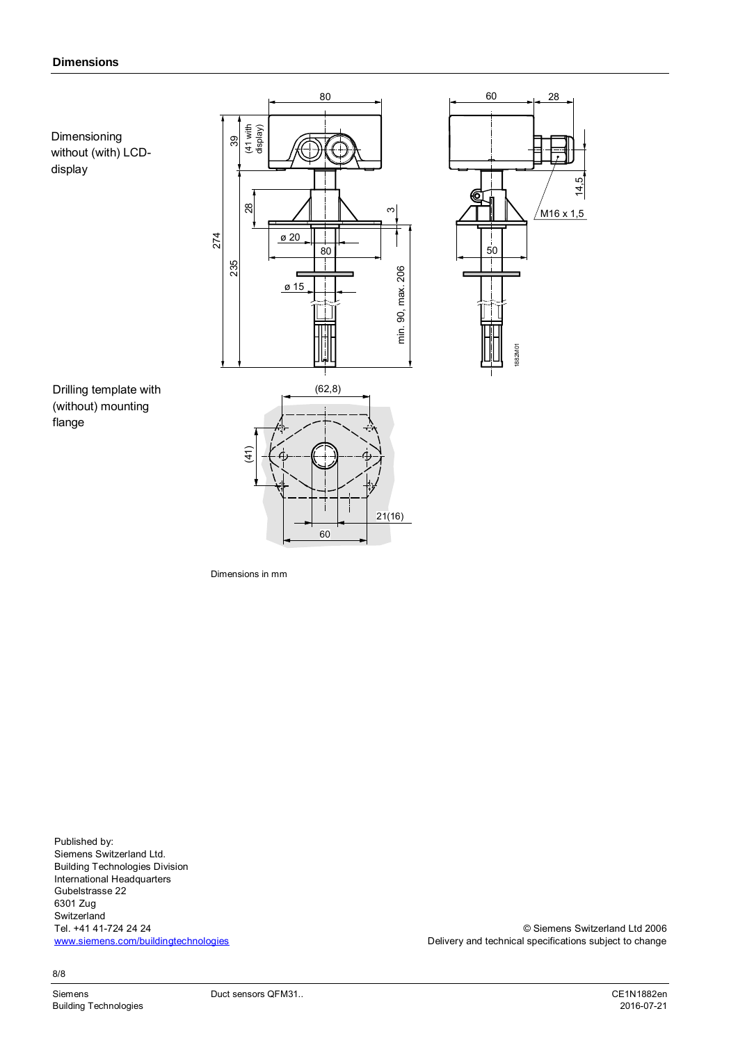### Dimensions

Dimensioning without (with) LCD-display

80

60

28

39

(41 with display)

14,5

M16 x 1,5

28

3

274

ø 20

80

50

235

ø 15

min. 90, max. 206

1882M01

Drilling template with (without) mounting flange

(62,8)

(41)

21(16)

60

Dimensions in mm

Published by:
Siemens Switzerland Ltd.
Building Technologies Division
International Headquarters
Gubelstrasse 22
6301 Zug
Switzerland
Tel. +41 41-724 24 24
www.siemens.com/buildingtechnologies

© Siemens Switzerland Ltd 2006
Delivery and technical specifications subject to change